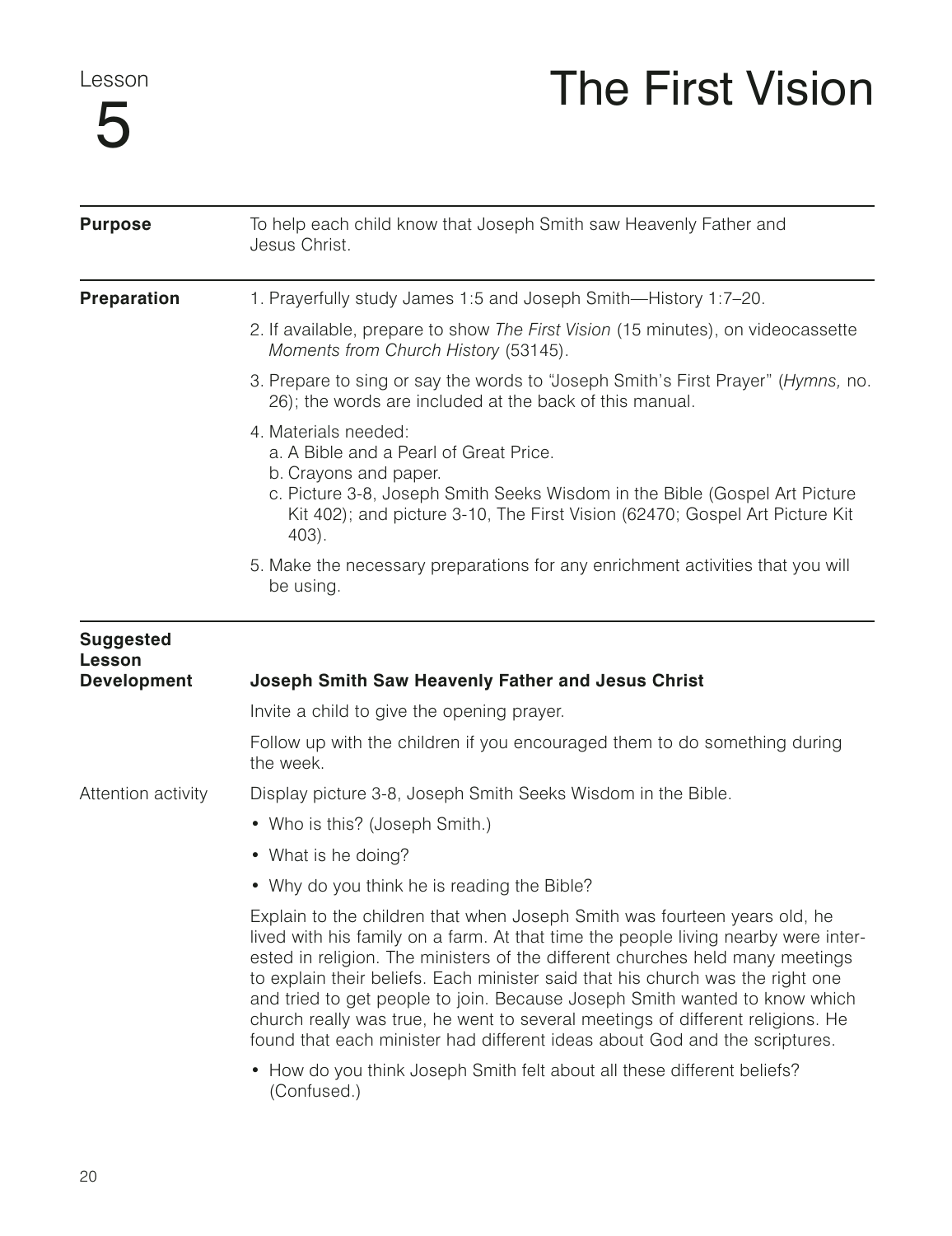Lesson 5

# The First Vision

**Purpose**

To help each child know that Joseph Smith saw Heavenly Father and Jesus Christ.

**Preparation**

1. Prayerfully study James 1:5 and Joseph Smith—History 1:7–20.
2. If available, prepare to show *The First Vision* (15 minutes), on videocassette *Moments from Church History* (53145).
3. Prepare to sing or say the words to "Joseph Smith's First Prayer" (*Hymns,* no. 26); the words are included at the back of this manual.
4. Materials needed:
   a. A Bible and a Pearl of Great Price.
   b. Crayons and paper.
   c. Picture 3-8, Joseph Smith Seeks Wisdom in the Bible (Gospel Art Picture Kit 402); and picture 3-10, The First Vision (62470; Gospel Art Picture Kit 403).
5. Make the necessary preparations for any enrichment activities that you will be using.

**Suggested Lesson Development**

## Joseph Smith Saw Heavenly Father and Jesus Christ

Invite a child to give the opening prayer.

Follow up with the children if you encouraged them to do something during the week.

Attention activity

Display picture 3-8, Joseph Smith Seeks Wisdom in the Bible.

- Who is this? (Joseph Smith.)
- What is he doing?
- Why do you think he is reading the Bible?

Explain to the children that when Joseph Smith was fourteen years old, he lived with his family on a farm. At that time the people living nearby were interested in religion. The ministers of the different churches held many meetings to explain their beliefs. Each minister said that his church was the right one and tried to get people to join. Because Joseph Smith wanted to know which church really was true, he went to several meetings of different religions. He found that each minister had different ideas about God and the scriptures.

- How do you think Joseph Smith felt about all these different beliefs? (Confused.)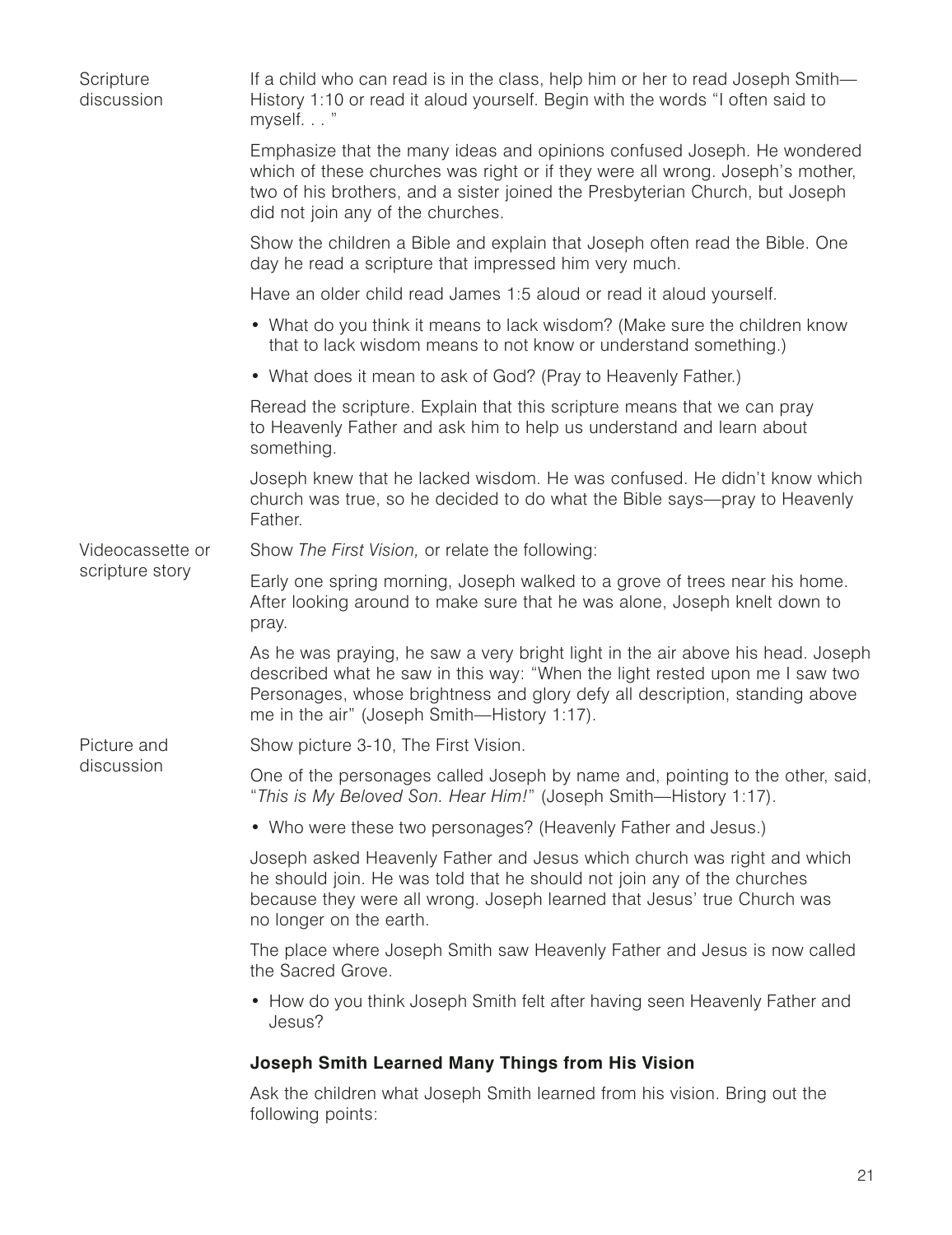Scripture discussion

If a child who can read is in the class, help him or her to read Joseph Smith—History 1:10 or read it aloud yourself. Begin with the words "I often said to myself. . . "

Emphasize that the many ideas and opinions confused Joseph. He wondered which of these churches was right or if they were all wrong. Joseph's mother, two of his brothers, and a sister joined the Presbyterian Church, but Joseph did not join any of the churches.

Show the children a Bible and explain that Joseph often read the Bible. One day he read a scripture that impressed him very much.

Have an older child read James 1:5 aloud or read it aloud yourself.

- What do you think it means to lack wisdom? (Make sure the children know that to lack wisdom means to not know or understand something.)
- What does it mean to ask of God? (Pray to Heavenly Father.)

Reread the scripture. Explain that this scripture means that we can pray to Heavenly Father and ask him to help us understand and learn about something.

Joseph knew that he lacked wisdom. He was confused. He didn't know which church was true, so he decided to do what the Bible says—pray to Heavenly Father.

Videocassette or scripture story

Show *The First Vision,* or relate the following:

Early one spring morning, Joseph walked to a grove of trees near his home. After looking around to make sure that he was alone, Joseph knelt down to pray.

As he was praying, he saw a very bright light in the air above his head. Joseph described what he saw in this way: "When the light rested upon me I saw two Personages, whose brightness and glory defy all description, standing above me in the air" (Joseph Smith—History 1:17).

Picture and discussion

Show picture 3-10, The First Vision.

One of the personages called Joseph by name and, pointing to the other, said, "*This is My Beloved Son. Hear Him!*" (Joseph Smith—History 1:17).

- Who were these two personages? (Heavenly Father and Jesus.)

Joseph asked Heavenly Father and Jesus which church was right and which he should join. He was told that he should not join any of the churches because they were all wrong. Joseph learned that Jesus' true Church was no longer on the earth.

The place where Joseph Smith saw Heavenly Father and Jesus is now called the Sacred Grove.

- How do you think Joseph Smith felt after having seen Heavenly Father and Jesus?

**Joseph Smith Learned Many Things from His Vision**

Ask the children what Joseph Smith learned from his vision. Bring out the following points: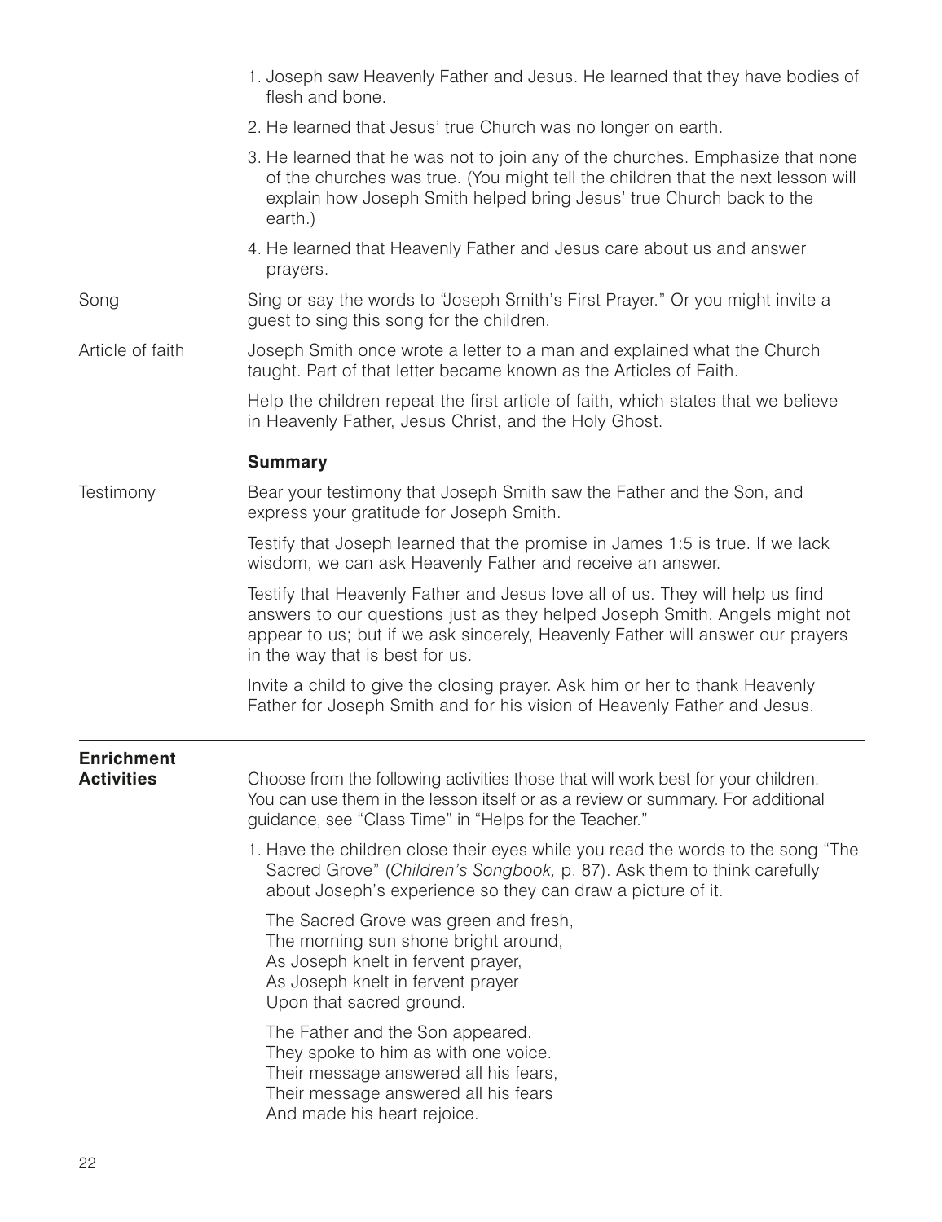1. Joseph saw Heavenly Father and Jesus. He learned that they have bodies of flesh and bone.
2. He learned that Jesus' true Church was no longer on earth.
3. He learned that he was not to join any of the churches. Emphasize that none of the churches was true. (You might tell the children that the next lesson will explain how Joseph Smith helped bring Jesus' true Church back to the earth.)
4. He learned that Heavenly Father and Jesus care about us and answer prayers.

Song — Sing or say the words to "Joseph Smith's First Prayer." Or you might invite a guest to sing this song for the children.

Article of faith — Joseph Smith once wrote a letter to a man and explained what the Church taught. Part of that letter became known as the Articles of Faith.

Help the children repeat the first article of faith, which states that we believe in Heavenly Father, Jesus Christ, and the Holy Ghost.

### Summary

Testimony — Bear your testimony that Joseph Smith saw the Father and the Son, and express your gratitude for Joseph Smith.

Testify that Joseph learned that the promise in James 1:5 is true. If we lack wisdom, we can ask Heavenly Father and receive an answer.

Testify that Heavenly Father and Jesus love all of us. They will help us find answers to our questions just as they helped Joseph Smith. Angels might not appear to us; but if we ask sincerely, Heavenly Father will answer our prayers in the way that is best for us.

Invite a child to give the closing prayer. Ask him or her to thank Heavenly Father for Joseph Smith and for his vision of Heavenly Father and Jesus.

---

## Enrichment Activities

Choose from the following activities those that will work best for your children. You can use them in the lesson itself or as a review or summary. For additional guidance, see "Class Time" in "Helps for the Teacher."

1. Have the children close their eyes while you read the words to the song "The Sacred Grove" (*Children's Songbook,* p. 87). Ask them to think carefully about Joseph's experience so they can draw a picture of it.

   The Sacred Grove was green and fresh,
   The morning sun shone bright around,
   As Joseph knelt in fervent prayer,
   As Joseph knelt in fervent prayer
   Upon that sacred ground.

   The Father and the Son appeared.
   They spoke to him as with one voice.
   Their message answered all his fears,
   Their message answered all his fears
   And made his heart rejoice.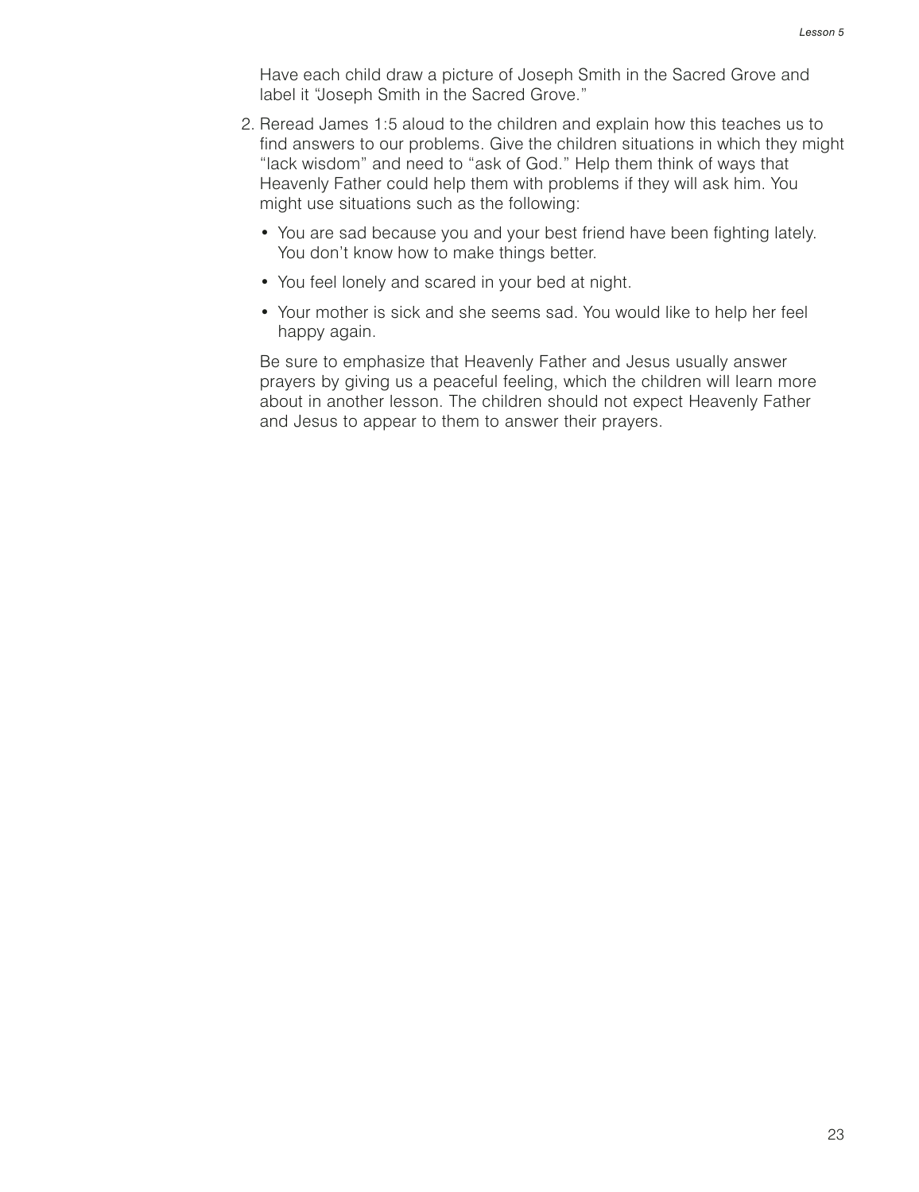Have each child draw a picture of Joseph Smith in the Sacred Grove and label it "Joseph Smith in the Sacred Grove."

2. Reread James 1:5 aloud to the children and explain how this teaches us to find answers to our problems. Give the children situations in which they might "lack wisdom" and need to "ask of God." Help them think of ways that Heavenly Father could help them with problems if they will ask him. You might use situations such as the following:

   - You are sad because you and your best friend have been fighting lately. You don't know how to make things better.
   - You feel lonely and scared in your bed at night.
   - Your mother is sick and she seems sad. You would like to help her feel happy again.

   Be sure to emphasize that Heavenly Father and Jesus usually answer prayers by giving us a peaceful feeling, which the children will learn more about in another lesson. The children should not expect Heavenly Father and Jesus to appear to them to answer their prayers.